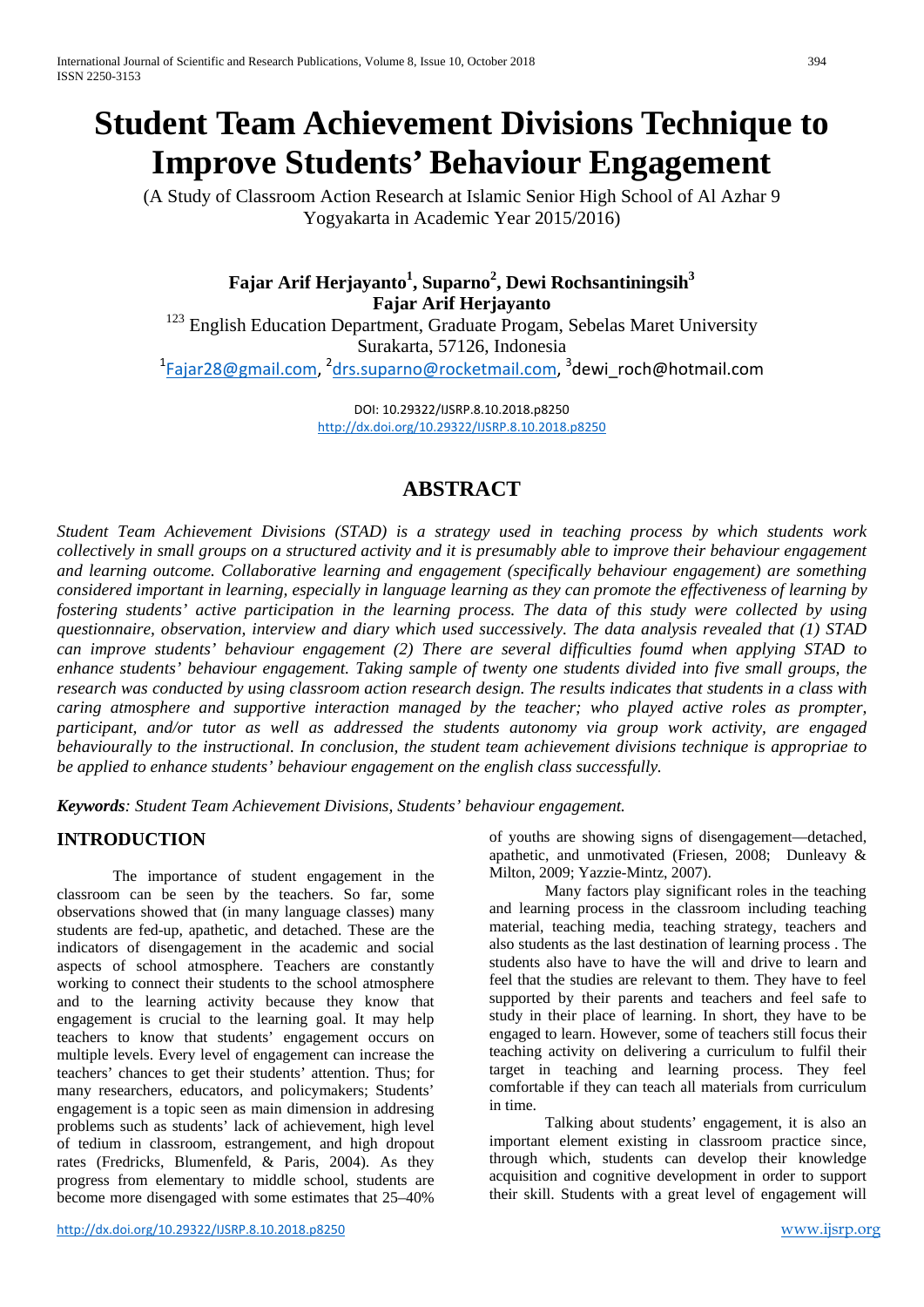# Student Team Achievement Divisions Technique to Improve Students' Behaviour Engagement

(A Study of Classroom Action Research at Islamic Senior High School of Al Azhar 9 Yogyakarta in Academic Year 2015/2016)

**Fajar Arif Herjayanto[1], Suparno[2], Dewi Rochsantiningsih[3]**
**Fajar Arif Herjayanto**

[123] English Education Department, Graduate Progam, Sebelas Maret University
Surakarta, 57126, Indonesia

[1]Fajar28@gmail.com, [2]drs.suparno@rocketmail.com, [3]dewi_roch@hotmail.com

DOI: 10.29322/IJSRP.8.10.2018.p8250
http://dx.doi.org/10.29322/IJSRP.8.10.2018.p8250

## ABSTRACT

*Student Team Achievement Divisions (STAD) is a strategy used in teaching process by which students work collectively in small groups on a structured activity and it is presumably able to improve their behaviour engagement and learning outcome. Collaborative learning and engagement (specifically behaviour engagement) are something considered important in learning, especially in language learning as they can promote the effectiveness of learning by fostering students' active participation in the learning process. The data of this study were collected by using questionnaire, observation, interview and diary which used successively. The data analysis revealed that (1) STAD can improve students' behaviour engagement (2) There are several difficulties foumd when applying STAD to enhance students' behaviour engagement. Taking sample of twenty one students divided into five small groups, the research was conducted by using classroom action research design. The results indicates that students in a class with caring atmosphere and supportive interaction managed by the teacher; who played active roles as prompter, participant, and/or tutor as well as addressed the students autonomy via group work activity, are engaged behaviourally to the instructional. In conclusion, the student team achievement divisions technique is appropriae to be applied to enhance students' behaviour engagement on the english class successfully.*

***Keywords**: Student Team Achievement Divisions, Students' behaviour engagement.*

## INTRODUCTION

The importance of student engagement in the classroom can be seen by the teachers. So far, some observations showed that (in many language classes) many students are fed-up, apathetic, and detached. These are the indicators of disengagement in the academic and social aspects of school atmosphere. Teachers are constantly working to connect their students to the school atmosphere and to the learning activity because they know that engagement is crucial to the learning goal. It may help teachers to know that students' engagement occurs on multiple levels. Every level of engagement can increase the teachers' chances to get their students' attention. Thus; for many researchers, educators, and policymakers; Students' engagement is a topic seen as main dimension in addresing problems such as students' lack of achievement, high level of tedium in classroom, estrangement, and high dropout rates (Fredricks, Blumenfeld, & Paris, 2004). As they progress from elementary to middle school, students are become more disengaged with some estimates that 25–40% of youths are showing signs of disengagement—detached, apathetic, and unmotivated (Friesen, 2008; Dunleavy & Milton, 2009; Yazzie-Mintz, 2007).

Many factors play significant roles in the teaching and learning process in the classroom including teaching material, teaching media, teaching strategy, teachers and also students as the last destination of learning process . The students also have to have the will and drive to learn and feel that the studies are relevant to them. They have to feel supported by their parents and teachers and feel safe to study in their place of learning. In short, they have to be engaged to learn. However, some of teachers still focus their teaching activity on delivering a curriculum to fulfil their target in teaching and learning process. They feel comfortable if they can teach all materials from curriculum in time.

Talking about students' engagement, it is also an important element existing in classroom practice since, through which, students can develop their knowledge acquisition and cognitive development in order to support their skill. Students with a great level of engagement will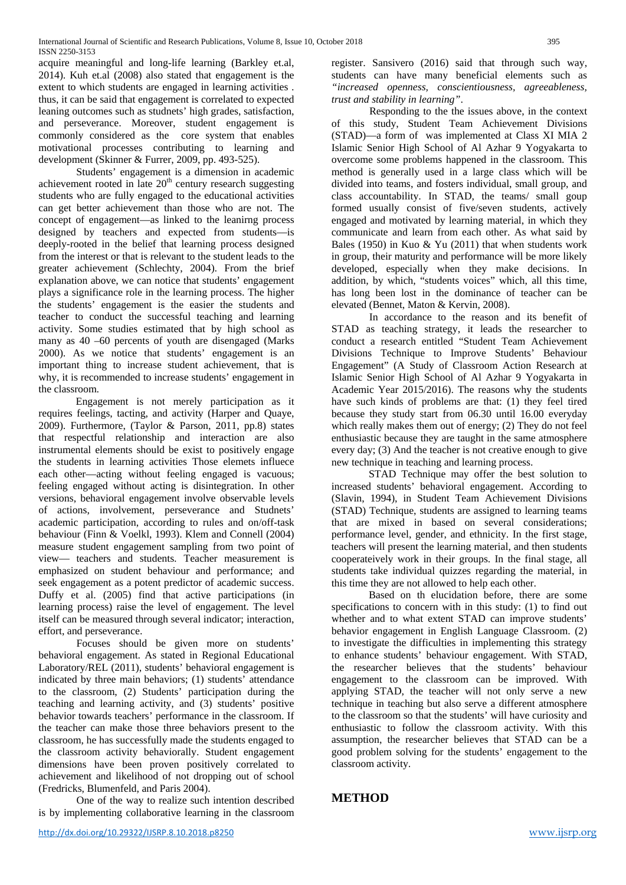acquire meaningful and long-life learning (Barkley et.al, 2014). Kuh et.al (2008) also stated that engagement is the extent to which students are engaged in learning activities . thus, it can be said that engagement is correlated to expected leaning outcomes such as studnets' high grades, satisfaction, and perseverance. Moreover, student engagement is commonly considered as the core system that enables motivational processes contributing to learning and development (Skinner & Furrer, 2009, pp. 493-525).

Students' engagement is a dimension in academic achievement rooted in late 20th century research suggesting students who are fully engaged to the educational activities can get better achievement than those who are not. The concept of engagement—as linked to the leanirng process designed by teachers and expected from students—is deeply-rooted in the belief that learning process designed from the interest or that is relevant to the student leads to the greater achievement (Schlechty, 2004). From the brief explanation above, we can notice that students' engagement plays a significance role in the learning process. The higher the students' engagement is the easier the students and teacher to conduct the successful teaching and learning activity. Some studies estimated that by high school as many as 40 –60 percents of youth are disengaged (Marks 2000). As we notice that students' engagement is an important thing to increase student achievement, that is why, it is recommended to increase students' engagement in the classroom.

Engagement is not merely participation as it requires feelings, tacting, and activity (Harper and Quaye, 2009). Furthermore, (Taylor & Parson, 2011, pp.8) states that respectful relationship and interaction are also instrumental elements should be exist to positively engage the students in learning activities Those elemets influece each other—acting without feeling engaged is vacuous; feeling engaged without acting is disintegration. In other versions, behavioral engagement involve observable levels of actions, involvement, perseverance and Studnets' academic participation, according to rules and on/off-task behaviour (Finn & Voelkl, 1993). Klem and Connell (2004) measure student engagement sampling from two point of view— teachers and students. Teacher measurement is emphasized on student behaviour and performance; and seek engagement as a potent predictor of academic success. Duffy et al. (2005) find that active participations (in learning process) raise the level of engagement. The level itself can be measured through several indicator; interaction, effort, and perseverance.

Focuses should be given more on students' behavioral engagement. As stated in Regional Educational Laboratory/REL (2011), students' behavioral engagement is indicated by three main behaviors; (1) students' attendance to the classroom, (2) Students' participation during the teaching and learning activity, and (3) students' positive behavior towards teachers' performance in the classroom. If the teacher can make those three behaviors present to the classroom, he has successfully made the students engaged to the classroom activity behaviorally. Student engagement dimensions have been proven positively correlated to achievement and likelihood of not dropping out of school (Fredricks, Blumenfeld, and Paris 2004).

One of the way to realize such intention described is by implementing collaborative learning in the classroom register. Sansivero (2016) said that through such way, students can have many beneficial elements such as *"increased openness, conscientiousness, agreeableness, trust and stability in learning"*.

Responding to the the issues above, in the context of this study, Student Team Achievement Divisions (STAD)—a form of was implemented at Class XI MIA 2 Islamic Senior High School of Al Azhar 9 Yogyakarta to overcome some problems happened in the classroom. This method is generally used in a large class which will be divided into teams, and fosters individual, small group, and class accountability. In STAD, the teams/ small goup formed usually consist of five/seven students, actively engaged and motivated by learning material, in which they communicate and learn from each other. As what said by Bales (1950) in Kuo & Yu (2011) that when students work in group, their maturity and performance will be more likely developed, especially when they make decisions. In addition, by which, "students voices" which, all this time, has long been lost in the dominance of teacher can be elevated (Bennet, Maton & Kervin, 2008).

In accordance to the reason and its benefit of STAD as teaching strategy, it leads the researcher to conduct a research entitled "Student Team Achievement Divisions Technique to Improve Students' Behaviour Engagement" (A Study of Classroom Action Research at Islamic Senior High School of Al Azhar 9 Yogyakarta in Academic Year 2015/2016). The reasons why the students have such kinds of problems are that: (1) they feel tired because they study start from 06.30 until 16.00 everyday which really makes them out of energy; (2) They do not feel enthusiastic because they are taught in the same atmosphere every day; (3) And the teacher is not creative enough to give new technique in teaching and learning process.

STAD Technique may offer the best solution to increased students' behavioral engagement. According to (Slavin, 1994), in Student Team Achievement Divisions (STAD) Technique, students are assigned to learning teams that are mixed in based on several considerations; performance level, gender, and ethnicity. In the first stage, teachers will present the learning material, and then students cooperateively work in their groups. In the final stage, all students take individual quizzes regarding the material, in this time they are not allowed to help each other.

Based on th elucidation before, there are some specifications to concern with in this study: (1) to find out whether and to what extent STAD can improve students' behavior engagement in English Language Classroom. (2) to investigate the difficulties in implementing this strategy to enhance students' behaviour engagement. With STAD, the researcher believes that the students' behaviour engagement to the classroom can be improved. With applying STAD, the teacher will not only serve a new technique in teaching but also serve a different atmosphere to the classroom so that the students' will have curiosity and enthusiastic to follow the classroom activity. With this assumption, the researcher believes that STAD can be a good problem solving for the students' engagement to the classroom activity.

## METHOD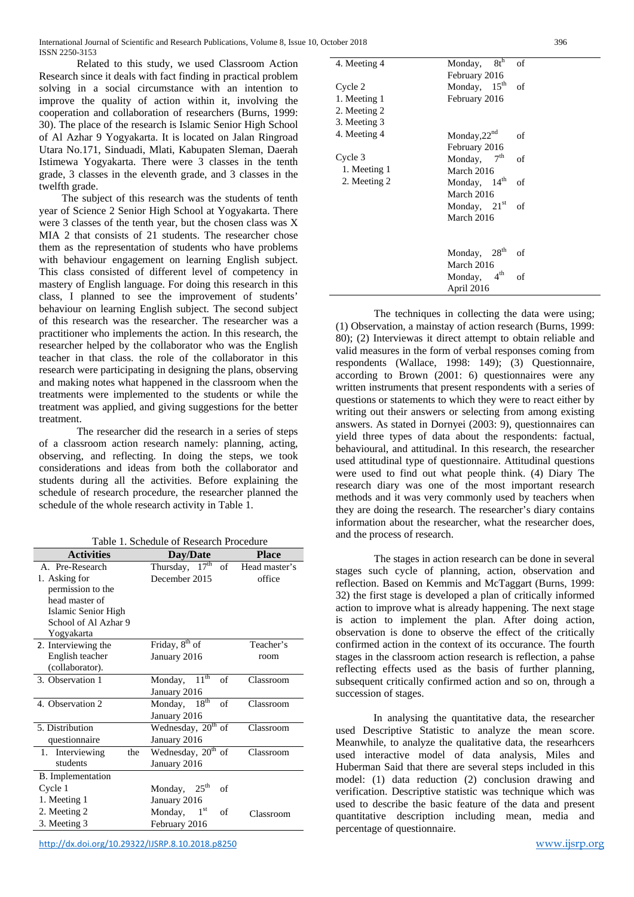Related to this study, we used Classroom Action Research since it deals with fact finding in practical problem solving in a social circumstance with an intention to improve the quality of action within it, involving the cooperation and collaboration of researchers (Burns, 1999: 30). The place of the research is Islamic Senior High School of Al Azhar 9 Yogyakarta. It is located on Jalan Ringroad Utara No.171, Sinduadi, Mlati, Kabupaten Sleman, Daerah Istimewa Yogyakarta. There were 3 classes in the tenth grade, 3 classes in the eleventh grade, and 3 classes in the twelfth grade.

The subject of this research was the students of tenth year of Science 2 Senior High School at Yogyakarta. There were 3 classes of the tenth year, but the chosen class was X MIA 2 that consists of 21 students. The researcher chose them as the representation of students who have problems with behaviour engagement on learning English subject. This class consisted of different level of competency in mastery of English language. For doing this research in this class, I planned to see the improvement of students' behaviour on learning English subject. The second subject of this research was the researcher. The researcher was a practitioner who implements the action. In this research, the researcher helped by the collaborator who was the English teacher in that class. the role of the collaborator in this research were participating in designing the plans, observing and making notes what happened in the classroom when the treatments were implemented to the students or while the treatment was applied, and giving suggestions for the better treatment.

The researcher did the research in a series of steps of a classroom action research namely: planning, acting, observing, and reflecting. In doing the steps, we took considerations and ideas from both the collaborator and students during all the activities. Before explaining the schedule of research procedure, the researcher planned the schedule of the whole research activity in Table 1.

Table 1. Schedule of Research Procedure

| Activities | Day/Date | Place |
|---|---|---|
| A. Pre-Research | | |
| 1. Asking for permission to the head master of Islamic Senior High School of Al Azhar 9 Yogyakarta | Thursday, 17th of December 2015 | Head master's office |
| 2. Interviewing the English teacher (collaborator). | Friday, 8th of January 2016 | Teacher's room |
| 3. Observation 1 | Monday, 11th of January 2016 | Classroom |
| 4. Observation 2 | Monday, 18th of January 2016 | Classroom |
| 5. Distribution questionnaire | Wednesday, 20th of January 2016 | Classroom |
| 1. Interviewing the students | Wednesday, 20th of January 2016 | Classroom |
| B. Implementation | | |
| Cycle 1 | | |
| 1. Meeting 1 | Monday, 25th of January 2016 | Classroom |
| 2. Meeting 2 | Monday, 1st of February 2016 | |
| 3. Meeting 3 | | |
| 4. Meeting 4 | Monday, 8th of February 2016 | |
| Cycle 2 | | |
| 1. Meeting 1 | Monday, 15th of February 2016 | |
| 2. Meeting 2 | | |
| 3. Meeting 3 | | |
| 4. Meeting 4 | Monday,22nd of February 2016 | |
| Cycle 3 | | |
| 1. Meeting 1 | Monday, 7th of March 2016 | |
| 2. Meeting 2 | Monday, 14th of March 2016 | |
| | Monday, 21st of March 2016 | |
| | Monday, 28th of March 2016 | |
| | Monday, 4th of April 2016 | |

The techniques in collecting the data were using; (1) Observation, a mainstay of action research (Burns, 1999: 80); (2) Interviewas it direct attempt to obtain reliable and valid measures in the form of verbal responses coming from respondents (Wallace, 1998: 149); (3) Questionnaire, according to Brown (2001: 6) questionnaires were any written instruments that present respondents with a series of questions or statements to which they were to react either by writing out their answers or selecting from among existing answers. As stated in Dornyei (2003: 9), questionnaires can yield three types of data about the respondents: factual, behavioural, and attitudinal. In this research, the researcher used attitudinal type of questionnaire. Attitudinal questions were used to find out what people think. (4) Diary The research diary was one of the most important research methods and it was very commonly used by teachers when they are doing the research. The researcher's diary contains information about the researcher, what the researcher does, and the process of research.

The stages in action research can be done in several stages such cycle of planning, action, observation and reflection. Based on Kemmis and McTaggart (Burns, 1999: 32) the first stage is developed a plan of critically informed action to improve what is already happening. The next stage is action to implement the plan. After doing action, observation is done to observe the effect of the critically confirmed action in the context of its occurance. The fourth stages in the classroom action research is reflection, a pahse reflecting effects used as the basis of further planning, subsequent critically confirmed action and so on, through a succession of stages.

In analysing the quantitative data, the researcher used Descriptive Statistic to analyze the mean score. Meanwhile, to analyze the qualitative data, the researhcers used interactive model of data analysis, Miles and Huberman Said that there are several steps included in this model: (1) data reduction (2) conclusion drawing and verification. Descriptive statistic was technique which was used to describe the basic feature of the data and present quantitative description including mean, media and percentage of questionnaire.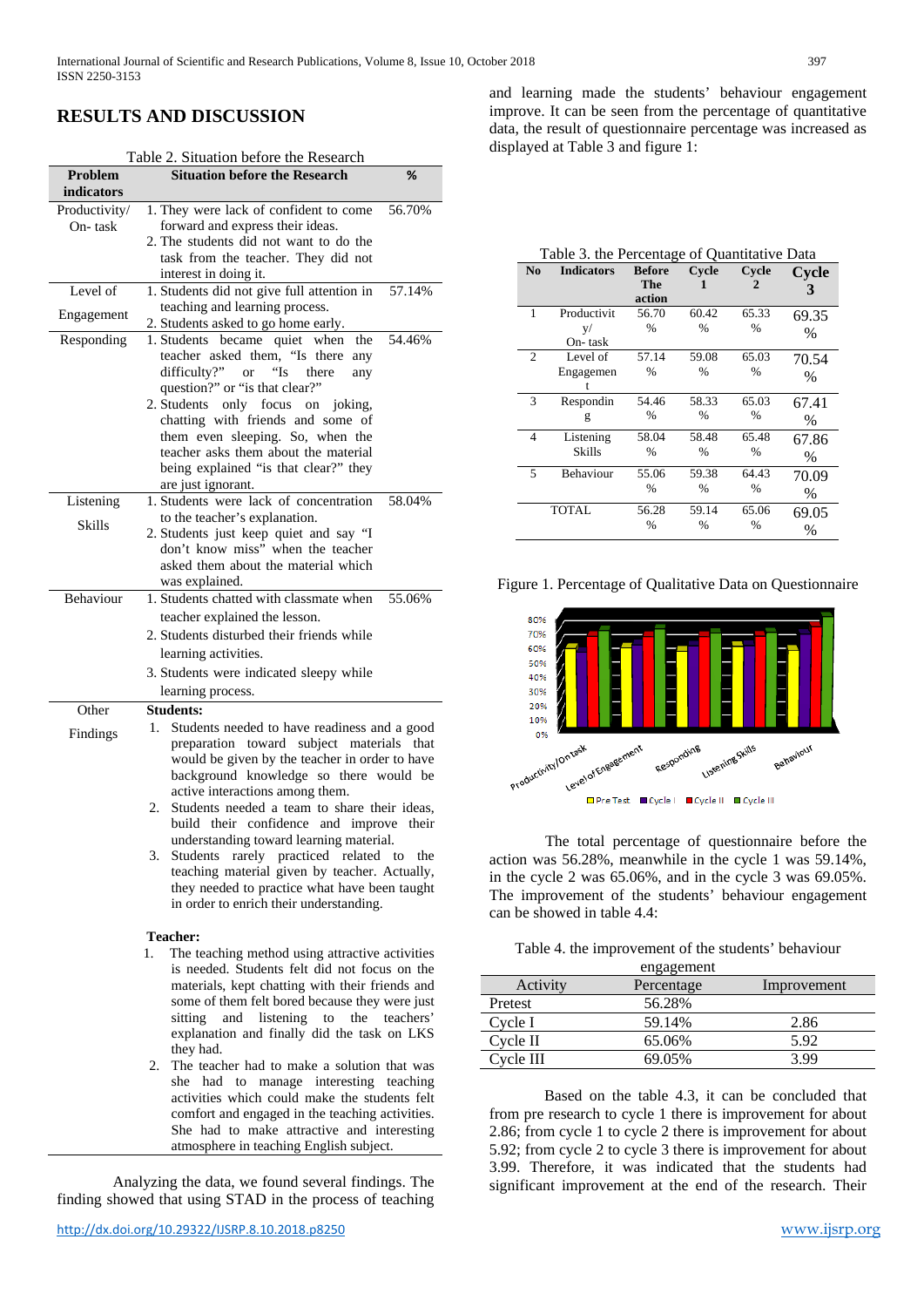## RESULTS AND DISCUSSION

Table 2. Situation before the Research

| Problem indicators | Situation before the Research | % |
|---|---|---|
| Productivity/ On- task | 1. They were lack of confident to come forward and express their ideas. 2. The students did not want to do the task from the teacher. They did not interest in doing it. | 56.70% |
| Level of Engagement | 1. Students did not give full attention in teaching and learning process. 2. Students asked to go home early. | 57.14% |
| Responding | 1. Students became quiet when the teacher asked them, "Is there any difficulty?" or "Is there any question?" or "is that clear?" 2. Students only focus on joking, chatting with friends and some of them even sleeping. So, when the teacher asks them about the material being explained "is that clear?" they are just ignorant. | 54.46% |
| Listening Skills | 1. Students were lack of concentration to the teacher's explanation. 2. Students just keep quiet and say "I don't know miss" when the teacher asked them about the material which was explained. | 58.04% |
| Behaviour | 1. Students chatted with classmate when teacher explained the lesson. 2. Students disturbed their friends while learning activities. 3. Students were indicated sleepy while learning process. | 55.06% |
| Other Findings | **Students:** 1. Students needed to have readiness and a good preparation toward subject materials that would be given by the teacher in order to have background knowledge so there would be active interactions among them. 2. Students needed a team to share their ideas, build their confidence and improve their understanding toward learning material. 3. Students rarely practiced related to the teaching material given by teacher. Actually, they needed to practice what have been taught in order to enrich their understanding. **Teacher:** 1. The teaching method using attractive activities is needed. Students felt did not focus on the materials, kept chatting with their friends and some of them felt bored because they were just sitting and listening to the teachers' explanation and finally did the task on LKS they had. 2. The teacher had to make a solution that was she had to manage interesting teaching activities which could make the students felt comfort and engaged in the teaching activities. She had to make attractive and interesting atmosphere in teaching English subject. | |

Analyzing the data, we found several findings. The finding showed that using STAD in the process of teaching and learning made the students' behaviour engagement improve. It can be seen from the percentage of quantitative data, the result of questionnaire percentage was increased as displayed at Table 3 and figure 1:

Table 3. the Percentage of Quantitative Data

| No | Indicators | Before The action | Cycle 1 | Cycle 2 | Cycle 3 |
|---|---|---|---|---|---|
| 1 | Productivity/ On- task | 56.70 % | 60.42 % | 65.33 % | 69.35 % |
| 2 | Level of Engagement | 57.14 % | 59.08 % | 65.03 % | 70.54 % |
| 3 | Responding | 54.46 % | 58.33 % | 65.03 % | 67.41 % |
| 4 | Listening Skills | 58.04 % | 58.48 % | 65.48 % | 67.86 % |
| 5 | Behaviour | 55.06 % | 59.38 % | 64.43 % | 70.09 % |
| | TOTAL | 56.28 % | 59.14 % | 65.06 % | 69.05 % |

Figure 1. Percentage of Qualitative Data on Questionnaire

The total percentage of questionnaire before the action was 56.28%, meanwhile in the cycle 1 was 59.14%, in the cycle 2 was 65.06%, and in the cycle 3 was 69.05%. The improvement of the students' behaviour engagement can be showed in table 4.4:

Table 4. the improvement of the students' behaviour engagement

| Activity | Percentage | Improvement |
|---|---|---|
| Pretest | 56.28% | |
| Cycle I | 59.14% | 2.86 |
| Cycle II | 65.06% | 5.92 |
| Cycle III | 69.05% | 3.99 |

Based on the table 4.3, it can be concluded that from pre research to cycle 1 there is improvement for about 2.86; from cycle 1 to cycle 2 there is improvement for about 5.92; from cycle 2 to cycle 3 there is improvement for about 3.99. Therefore, it was indicated that the students had significant improvement at the end of the research. Their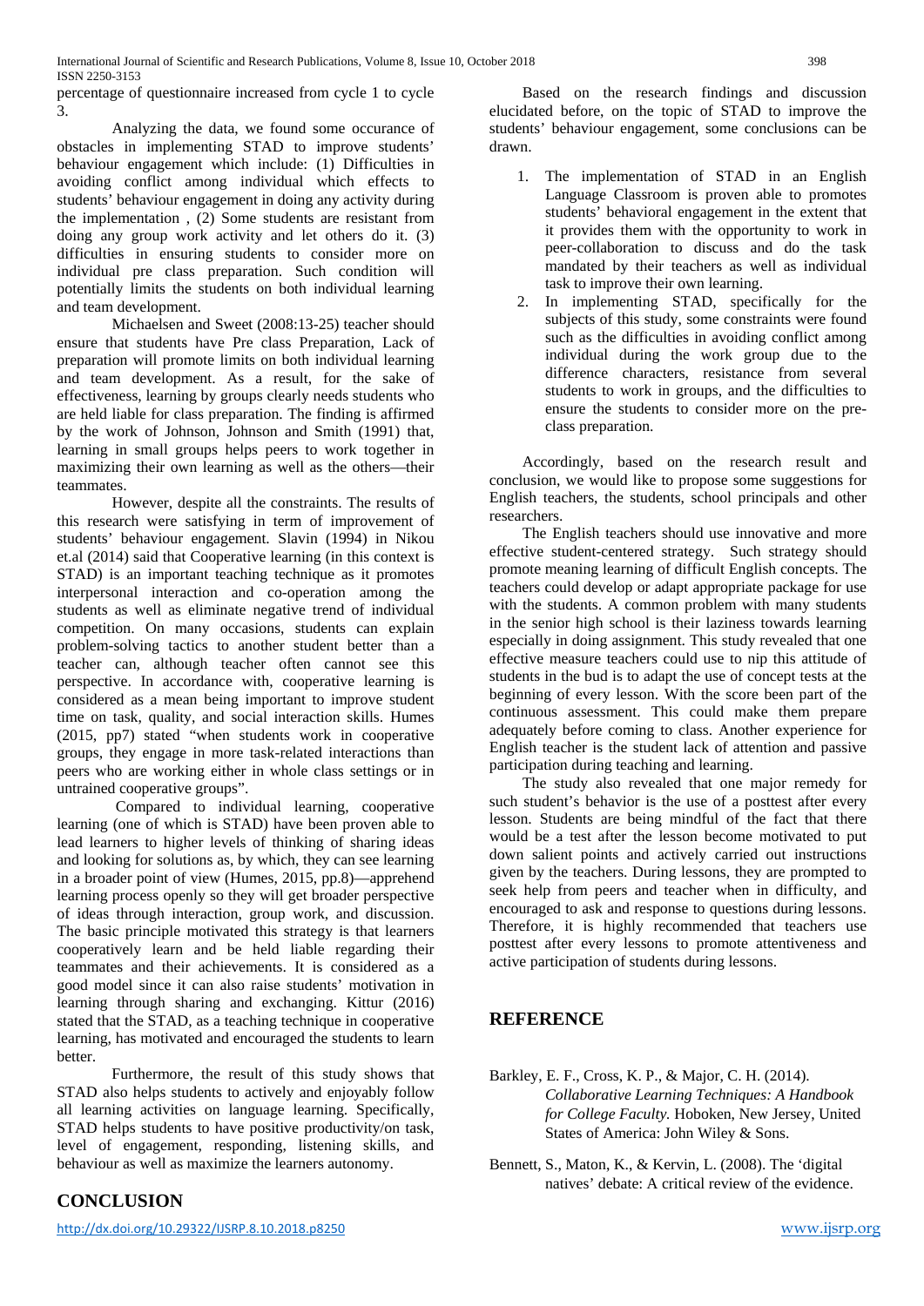percentage of questionnaire increased from cycle 1 to cycle 3.

Analyzing the data, we found some occurance of obstacles in implementing STAD to improve students' behaviour engagement which include: (1) Difficulties in avoiding conflict among individual which effects to students' behaviour engagement in doing any activity during the implementation , (2) Some students are resistant from doing any group work activity and let others do it. (3) difficulties in ensuring students to consider more on individual pre class preparation. Such condition will potentially limits the students on both individual learning and team development.

Michaelsen and Sweet (2008:13-25) teacher should ensure that students have Pre class Preparation, Lack of preparation will promote limits on both individual learning and team development. As a result, for the sake of effectiveness, learning by groups clearly needs students who are held liable for class preparation. The finding is affirmed by the work of Johnson, Johnson and Smith (1991) that, learning in small groups helps peers to work together in maximizing their own learning as well as the others—their teammates.

However, despite all the constraints. The results of this research were satisfying in term of improvement of students' behaviour engagement. Slavin (1994) in Nikou et.al (2014) said that Cooperative learning (in this context is STAD) is an important teaching technique as it promotes interpersonal interaction and co-operation among the students as well as eliminate negative trend of individual competition. On many occasions, students can explain problem-solving tactics to another student better than a teacher can, although teacher often cannot see this perspective. In accordance with, cooperative learning is considered as a mean being important to improve student time on task, quality, and social interaction skills. Humes (2015, pp7) stated "when students work in cooperative groups, they engage in more task-related interactions than peers who are working either in whole class settings or in untrained cooperative groups".

Compared to individual learning, cooperative learning (one of which is STAD) have been proven able to lead learners to higher levels of thinking of sharing ideas and looking for solutions as, by which, they can see learning in a broader point of view (Humes, 2015, pp.8)—apprehend learning process openly so they will get broader perspective of ideas through interaction, group work, and discussion. The basic principle motivated this strategy is that learners cooperatively learn and be held liable regarding their teammates and their achievements. It is considered as a good model since it can also raise students' motivation in learning through sharing and exchanging. Kittur (2016) stated that the STAD, as a teaching technique in cooperative learning, has motivated and encouraged the students to learn better.

Furthermore, the result of this study shows that STAD also helps students to actively and enjoyably follow all learning activities on language learning. Specifically, STAD helps students to have positive productivity/on task, level of engagement, responding, listening skills, and behaviour as well as maximize the learners autonomy.

## CONCLUSION

Based on the research findings and discussion elucidated before, on the topic of STAD to improve the students' behaviour engagement, some conclusions can be drawn.

1. The implementation of STAD in an English Language Classroom is proven able to promotes students' behavioral engagement in the extent that it provides them with the opportunity to work in peer-collaboration to discuss and do the task mandated by their teachers as well as individual task to improve their own learning.
2. In implementing STAD, specifically for the subjects of this study, some constraints were found such as the difficulties in avoiding conflict among individual during the work group due to the difference characters, resistance from several students to work in groups, and the difficulties to ensure the students to consider more on the pre-class preparation.

Accordingly, based on the research result and conclusion, we would like to propose some suggestions for English teachers, the students, school principals and other researchers.

The English teachers should use innovative and more effective student-centered strategy. Such strategy should promote meaning learning of difficult English concepts. The teachers could develop or adapt appropriate package for use with the students. A common problem with many students in the senior high school is their laziness towards learning especially in doing assignment. This study revealed that one effective measure teachers could use to nip this attitude of students in the bud is to adapt the use of concept tests at the beginning of every lesson. With the score been part of the continuous assessment. This could make them prepare adequately before coming to class. Another experience for English teacher is the student lack of attention and passive participation during teaching and learning.

The study also revealed that one major remedy for such student's behavior is the use of a posttest after every lesson. Students are being mindful of the fact that there would be a test after the lesson become motivated to put down salient points and actively carried out instructions given by the teachers. During lessons, they are prompted to seek help from peers and teacher when in difficulty, and encouraged to ask and response to questions during lessons. Therefore, it is highly recommended that teachers use posttest after every lessons to promote attentiveness and active participation of students during lessons.

## REFERENCE

Barkley, E. F., Cross, K. P., & Major, C. H. (2014). *Collaborative Learning Techniques: A Handbook for College Faculty.* Hoboken, New Jersey, United States of America: John Wiley & Sons.

Bennett, S., Maton, K., & Kervin, L. (2008). The 'digital natives' debate: A critical review of the evidence.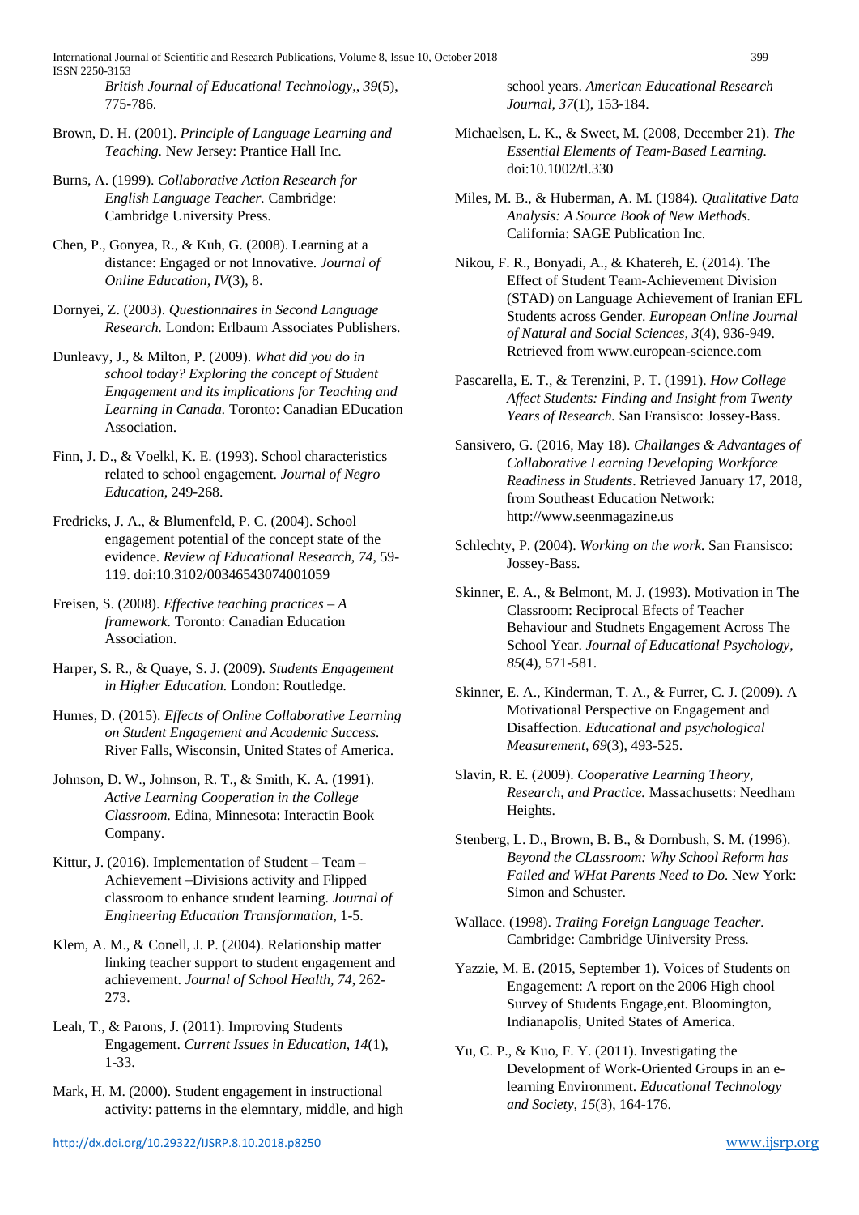*British Journal of Educational Technology,, 39*(5), 775-786.

Brown, D. H. (2001). *Principle of Language Learning and Teaching.* New Jersey: Prantice Hall Inc.

Burns, A. (1999). *Collaborative Action Research for English Language Teacher.* Cambridge: Cambridge University Press.

Chen, P., Gonyea, R., & Kuh, G. (2008). Learning at a distance: Engaged or not Innovative. *Journal of Online Education, IV*(3), 8.

Dornyei, Z. (2003). *Questionnaires in Second Language Research.* London: Erlbaum Associates Publishers.

Dunleavy, J., & Milton, P. (2009). *What did you do in school today? Exploring the concept of Student Engagement and its implications for Teaching and Learning in Canada.* Toronto: Canadian EDucation Association.

Finn, J. D., & Voelkl, K. E. (1993). School characteristics related to school engagement. *Journal of Negro Education*, 249-268.

Fredricks, J. A., & Blumenfeld, P. C. (2004). School engagement potential of the concept state of the evidence. *Review of Educational Research, 74*, 59-119. doi:10.3102/00346543074001059

Freisen, S. (2008). *Effective teaching practices – A framework.* Toronto: Canadian Education Association.

Harper, S. R., & Quaye, S. J. (2009). *Students Engagement in Higher Education.* London: Routledge.

Humes, D. (2015). *Effects of Online Collaborative Learning on Student Engagement and Academic Success.* River Falls, Wisconsin, United States of America.

Johnson, D. W., Johnson, R. T., & Smith, K. A. (1991). *Active Learning Cooperation in the College Classroom.* Edina, Minesota: Interactin Book Company.

Kittur, J. (2016). Implementation of Student – Team – Achievement –Divisions activity and Flipped classroom to enhance student learning. *Journal of Engineering Education Transformation*, 1-5.

Klem, A. M., & Conell, J. P. (2004). Relationship matter linking teacher support to student engagement and achievement. *Journal of School Health, 74*, 262-273.

Leah, T., & Parons, J. (2011). Improving Students Engagement. *Current Issues in Education, 14*(1), 1-33.

Mark, H. M. (2000). Student engagement in instructional activity: patterns in the elemntary, middle, and high school years. *American Educational Research Journal, 37*(1), 153-184.

Michaelsen, L. K., & Sweet, M. (2008, December 21). *The Essential Elements of Team-Based Learning.* doi:10.1002/tl.330

Miles, M. B., & Huberman, A. M. (1984). *Qualitative Data Analysis: A Source Book of New Methods.* California: SAGE Publication Inc.

Nikou, F. R., Bonyadi, A., & Khatereh, E. (2014). The Effect of Student Team-Achievement Division (STAD) on Language Achievement of Iranian EFL Students across Gender. *European Online Journal of Natural and Social Sciences, 3*(4), 936-949. Retrieved from www.european-science.com

Pascarella, E. T., & Terenzini, P. T. (1991). *How College Affect Students: Finding and Insight from Twenty Years of Research.* San Fransisco: Jossey-Bass.

Sansivero, G. (2016, May 18). *Challanges & Advantages of Collaborative Learning Developing Workforce Readiness in Students.* Retrieved January 17, 2018, from Southeast Education Network: http://www.seenmagazine.us

Schlechty, P. (2004). *Working on the work.* San Fransisco: Jossey-Bass.

Skinner, E. A., & Belmont, M. J. (1993). Motivation in The Classroom: Reciprocal Efects of Teacher Behaviour and Studnets Engagement Across The School Year. *Journal of Educational Psychology, 85*(4), 571-581.

Skinner, E. A., Kinderman, T. A., & Furrer, C. J. (2009). A Motivational Perspective on Engagement and Disaffection. *Educational and psychological Measurement, 69*(3), 493-525.

Slavin, R. E. (2009). *Cooperative Learning Theory, Research, and Practice.* Massachusetts: Needham Heights.

Stenberg, L. D., Brown, B. B., & Dornbush, S. M. (1996). *Beyond the CLassroom: Why School Reform has Failed and WHat Parents Need to Do.* New York: Simon and Schuster.

Wallace. (1998). *Traiing Foreign Language Teacher.* Cambridge: Cambridge Uiniversity Press.

Yazzie, M. E. (2015, September 1). Voices of Students on Engagement: A report on the 2006 High chool Survey of Students Engage,ent. Bloomington, Indianapolis, United States of America.

Yu, C. P., & Kuo, F. Y. (2011). Investigating the Development of Work-Oriented Groups in an e-learning Environment. *Educational Technology and Society, 15*(3), 164-176.